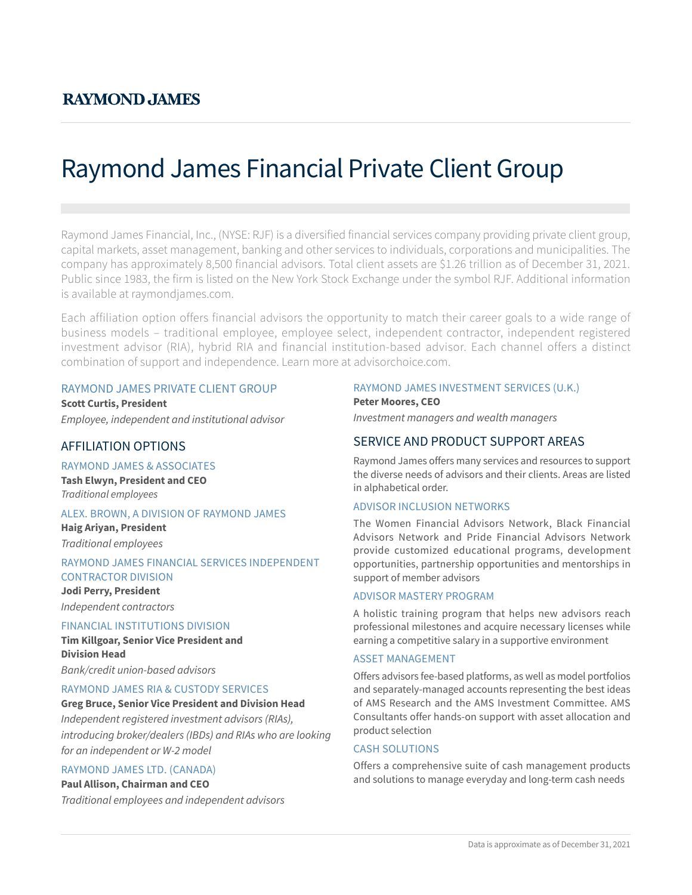RAYMOND JAMES

# Raymond James Financial Private Client Group

Raymond James Financial, Inc., (NYSE: RJF) is a diversified financial services company providing private client group, capital markets, asset management, banking and other services to individuals, corporations and municipalities. The company has approximately 8,500 financial advisors. Total client assets are $1.26 trillion as of December 31, 2021. Public since 1983, the firm is listed on the New York Stock Exchange under the symbol RJF. Additional information is available at raymondjames.com.

Each affiliation option offers financial advisors the opportunity to match their career goals to a wide range of business models – traditional employee, employee select, independent contractor, independent registered investment advisor (RIA), hybrid RIA and financial institution-based advisor. Each channel offers a distinct combination of support and independence. Learn more at advisorchoice.com.

### RAYMOND JAMES PRIVATE CLIENT GROUP

**Scott Curtis, President**

*Employee, independent and institutional advisor*

## AFFILIATION OPTIONS

### RAYMOND JAMES & ASSOCIATES

**Tash Elwyn, President and CEO**

*Traditional employees*

### ALEX. BROWN, A DIVISION OF RAYMOND JAMES

**Haig Ariyan, President**

*Traditional employees*

### RAYMOND JAMES FINANCIAL SERVICES INDEPENDENT CONTRACTOR DIVISION

**Jodi Perry, President**

*Independent contractors*

### FINANCIAL INSTITUTIONS DIVISION

**Tim Killgoar, Senior Vice President and Division Head**

*Bank/credit union-based advisors*

### RAYMOND JAMES RIA & CUSTODY SERVICES

**Greg Bruce, Senior Vice President and Division Head**

*Independent registered investment advisors (RIAs), introducing broker/dealers (IBDs) and RIAs who are looking for an independent or W-2 model*

### RAYMOND JAMES LTD. (CANADA)

**Paul Allison, Chairman and CEO**

*Traditional employees and independent advisors*

### RAYMOND JAMES INVESTMENT SERVICES (U.K.)

**Peter Moores, CEO**

*Investment managers and wealth managers*

## SERVICE AND PRODUCT SUPPORT AREAS

Raymond James offers many services and resources to support the diverse needs of advisors and their clients. Areas are listed in alphabetical order.

### ADVISOR INCLUSION NETWORKS

The Women Financial Advisors Network, Black Financial Advisors Network and Pride Financial Advisors Network provide customized educational programs, development opportunities, partnership opportunities and mentorships in support of member advisors

### ADVISOR MASTERY PROGRAM

A holistic training program that helps new advisors reach professional milestones and acquire necessary licenses while earning a competitive salary in a supportive environment

### ASSET MANAGEMENT

Offers advisors fee-based platforms, as well as model portfolios and separately-managed accounts representing the best ideas of AMS Research and the AMS Investment Committee. AMS Consultants offer hands-on support with asset allocation and product selection

### CASH SOLUTIONS

Offers a comprehensive suite of cash management products and solutions to manage everyday and long-term cash needs

Data is approximate as of December 31, 2021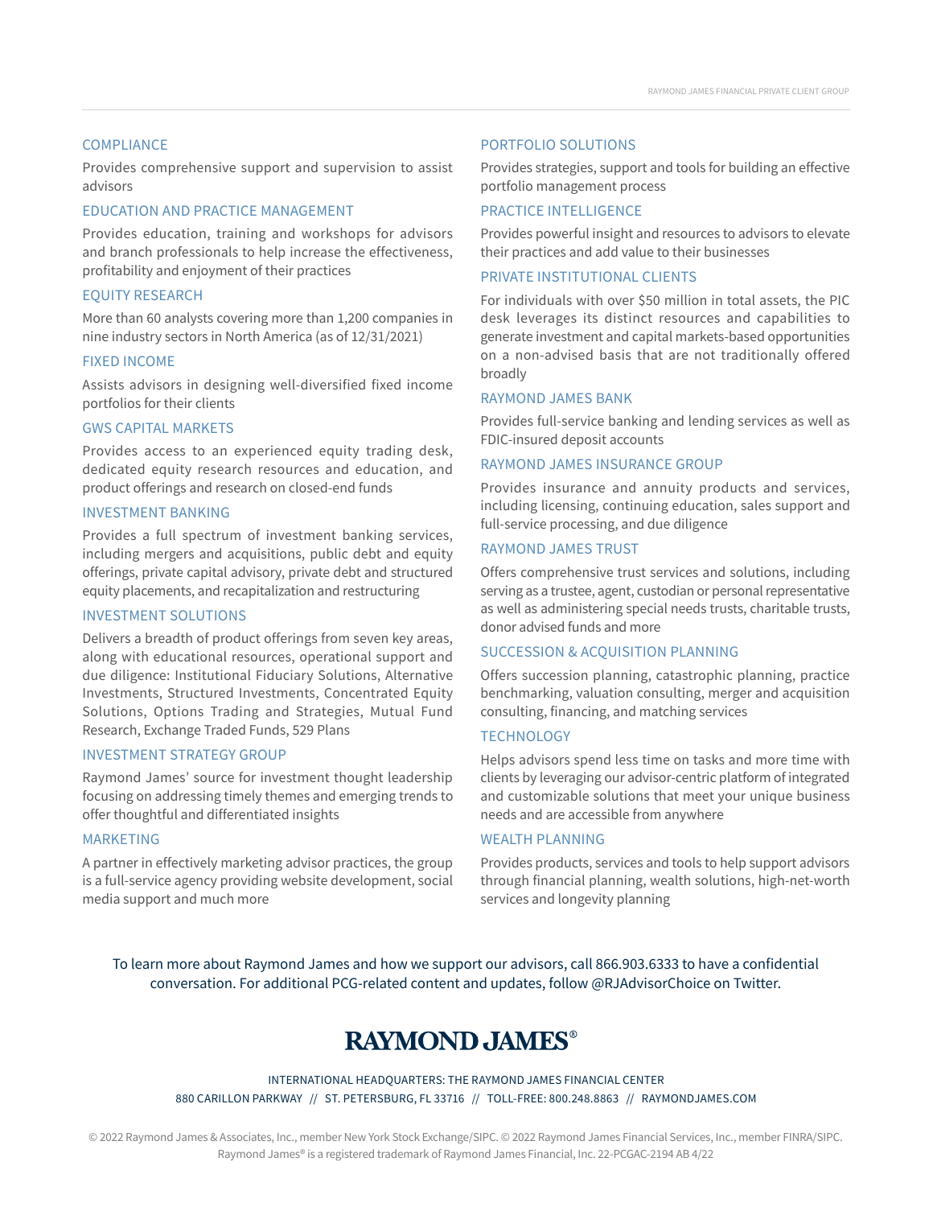## COMPLIANCE

Provides comprehensive support and supervision to assist advisors

## EDUCATION AND PRACTICE MANAGEMENT

Provides education, training and workshops for advisors and branch professionals to help increase the effectiveness, profitability and enjoyment of their practices

## EQUITY RESEARCH

More than 60 analysts covering more than 1,200 companies in nine industry sectors in North America (as of 12/31/2021)

## FIXED INCOME

Assists advisors in designing well-diversified fixed income portfolios for their clients

## GWS CAPITAL MARKETS

Provides access to an experienced equity trading desk, dedicated equity research resources and education, and product offerings and research on closed-end funds

## INVESTMENT BANKING

Provides a full spectrum of investment banking services, including mergers and acquisitions, public debt and equity offerings, private capital advisory, private debt and structured equity placements, and recapitalization and restructuring

## INVESTMENT SOLUTIONS

Delivers a breadth of product offerings from seven key areas, along with educational resources, operational support and due diligence: Institutional Fiduciary Solutions, Alternative Investments, Structured Investments, Concentrated Equity Solutions, Options Trading and Strategies, Mutual Fund Research, Exchange Traded Funds, 529 Plans

## INVESTMENT STRATEGY GROUP

Raymond James' source for investment thought leadership focusing on addressing timely themes and emerging trends to offer thoughtful and differentiated insights

## MARKETING

A partner in effectively marketing advisor practices, the group is a full-service agency providing website development, social media support and much more

## PORTFOLIO SOLUTIONS

Provides strategies, support and tools for building an effective portfolio management process

## PRACTICE INTELLIGENCE

Provides powerful insight and resources to advisors to elevate their practices and add value to their businesses

## PRIVATE INSTITUTIONAL CLIENTS

For individuals with over $50 million in total assets, the PIC desk leverages its distinct resources and capabilities to generate investment and capital markets-based opportunities on a non-advised basis that are not traditionally offered broadly

## RAYMOND JAMES BANK

Provides full-service banking and lending services as well as FDIC-insured deposit accounts

## RAYMOND JAMES INSURANCE GROUP

Provides insurance and annuity products and services, including licensing, continuing education, sales support and full-service processing, and due diligence

## RAYMOND JAMES TRUST

Offers comprehensive trust services and solutions, including serving as a trustee, agent, custodian or personal representative as well as administering special needs trusts, charitable trusts, donor advised funds and more

## SUCCESSION & ACQUISITION PLANNING

Offers succession planning, catastrophic planning, practice benchmarking, valuation consulting, merger and acquisition consulting, financing, and matching services

## TECHNOLOGY

Helps advisors spend less time on tasks and more time with clients by leveraging our advisor-centric platform of integrated and customizable solutions that meet your unique business needs and are accessible from anywhere

## WEALTH PLANNING

Provides products, services and tools to help support advisors through financial planning, wealth solutions, high-net-worth services and longevity planning

To learn more about Raymond James and how we support our advisors, call 866.903.6333 to have a confidential conversation. For additional PCG-related content and updates, follow @RJAdvisorChoice on Twitter.

**RAYMOND JAMES®**

INTERNATIONAL HEADQUARTERS: THE RAYMOND JAMES FINANCIAL CENTER
880 CARILLON PARKWAY // ST. PETERSBURG, FL 33716 // TOLL-FREE: 800.248.8863 // RAYMONDJAMES.COM

© 2022 Raymond James & Associates, Inc., member New York Stock Exchange/SIPC. © 2022 Raymond James Financial Services, Inc., member FINRA/SIPC. Raymond James® is a registered trademark of Raymond James Financial, Inc. 22-PCGAC-2194 AB 4/22